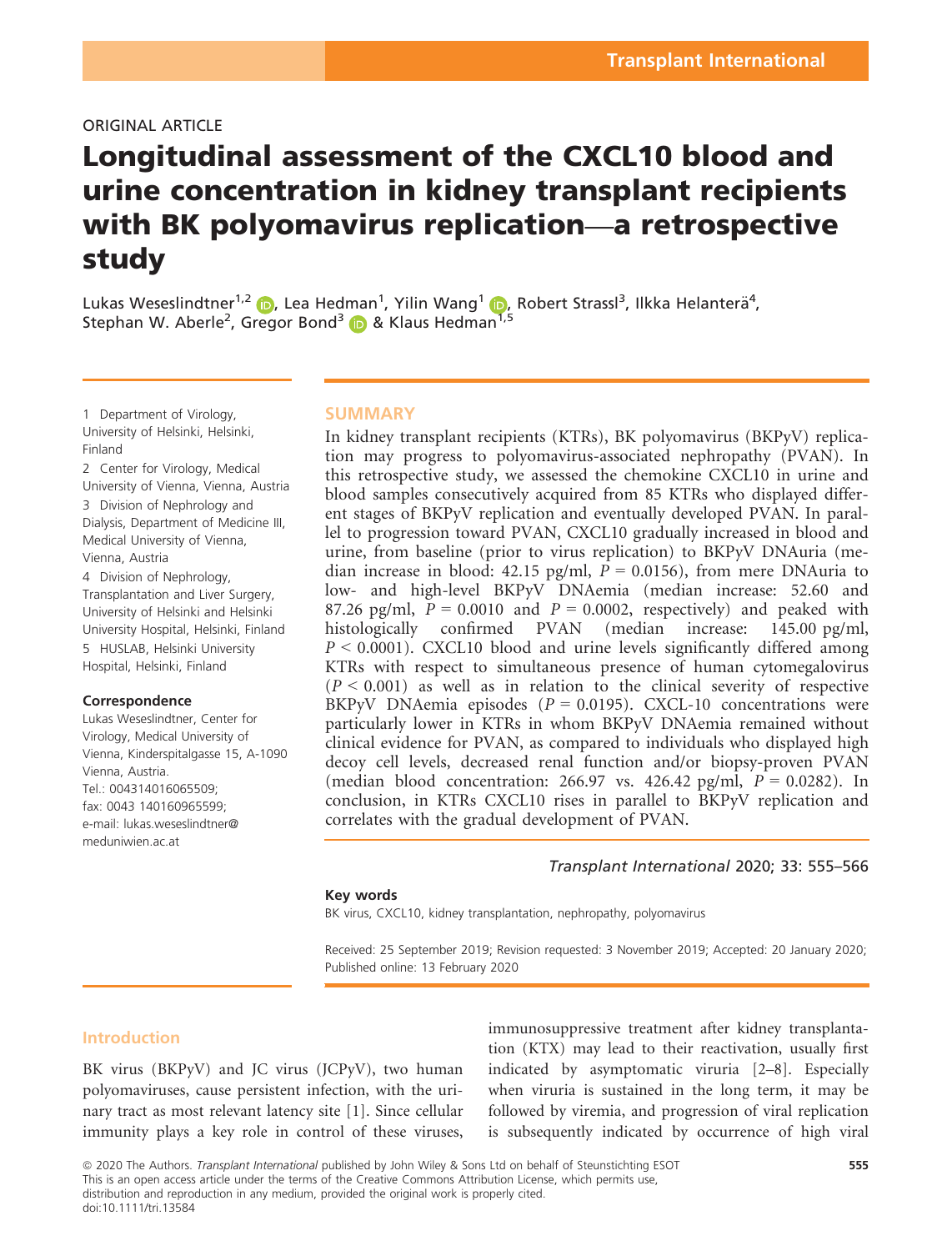ORIGINAL ARTICLE

# Longitudinal assessment of the CXCL10 blood and urine concentration in kidney transplant recipients with BK polyomavirus replication—a retrospective study

Lukas Weseslindtner[1,2], Lea Hedman[1], Yilin Wang[1], Robert Strassl[3], Ilkka Helanterä[4], Stephan W. Aberle[2], Gregor Bond[3] & Klaus Hedman[1,5]

1 Department of Virology, University of Helsinki, Helsinki, Finland
2 Center for Virology, Medical University of Vienna, Vienna, Austria
3 Division of Nephrology and Dialysis, Department of Medicine III, Medical University of Vienna, Vienna, Austria
4 Division of Nephrology, Transplantation and Liver Surgery, University of Helsinki and Helsinki University Hospital, Helsinki, Finland
5 HUSLAB, Helsinki University Hospital, Helsinki, Finland

**Correspondence**
Lukas Weseslindtner, Center for Virology, Medical University of Vienna, Kinderspitalgasse 15, A-1090 Vienna, Austria.
Tel.: 004314016065509;
fax: 0043 140160965599;
e-mail: lukas.weseslindtner@meduniwien.ac.at

## SUMMARY

In kidney transplant recipients (KTRs), BK polyomavirus (BKPyV) replication may progress to polyomavirus-associated nephropathy (PVAN). In this retrospective study, we assessed the chemokine CXCL10 in urine and blood samples consecutively acquired from 85 KTRs who displayed different stages of BKPyV replication and eventually developed PVAN. In parallel to progression toward PVAN, CXCL10 gradually increased in blood and urine, from baseline (prior to virus replication) to BKPyV DNAuria (median increase in blood: 42.15 pg/ml, $P = 0.0156$), from mere DNAuria to low- and high-level BKPyV DNAemia (median increase: 52.60 and 87.26 pg/ml, $P = 0.0010$ and $P = 0.0002$, respectively) and peaked with histologically confirmed PVAN (median increase: 145.00 pg/ml, $P < 0.0001$). CXCL10 blood and urine levels significantly differed among KTRs with respect to simultaneous presence of human cytomegalovirus ($P < 0.001$) as well as in relation to the clinical severity of respective BKPyV DNAemia episodes ($P = 0.0195$). CXCL-10 concentrations were particularly lower in KTRs in whom BKPyV DNAemia remained without clinical evidence for PVAN, as compared to individuals who displayed high decoy cell levels, decreased renal function and/or biopsy-proven PVAN (median blood concentration: 266.97 vs. 426.42 pg/ml, $P = 0.0282$). In conclusion, in KTRs CXCL10 rises in parallel to BKPyV replication and correlates with the gradual development of PVAN.

*Transplant International* 2020; 33: 555–566

**Key words**
BK virus, CXCL10, kidney transplantation, nephropathy, polyomavirus

Received: 25 September 2019; Revision requested: 3 November 2019; Accepted: 20 January 2020; Published online: 13 February 2020

## Introduction

BK virus (BKPyV) and JC virus (JCPyV), two human polyomaviruses, cause persistent infection, with the urinary tract as most relevant latency site [1]. Since cellular immunity plays a key role in control of these viruses, immunosuppressive treatment after kidney transplantation (KTX) may lead to their reactivation, usually first indicated by asymptomatic viruria [2–8]. Especially when viruria is sustained in the long term, it may be followed by viremia, and progression of viral replication is subsequently indicated by occurrence of high viral

© 2020 The Authors. *Transplant International* published by John Wiley & Sons Ltd on behalf of Steunstichting ESOT
This is an open access article under the terms of the Creative Commons Attribution License, which permits use, distribution and reproduction in any medium, provided the original work is properly cited.
doi:10.1111/tri.13584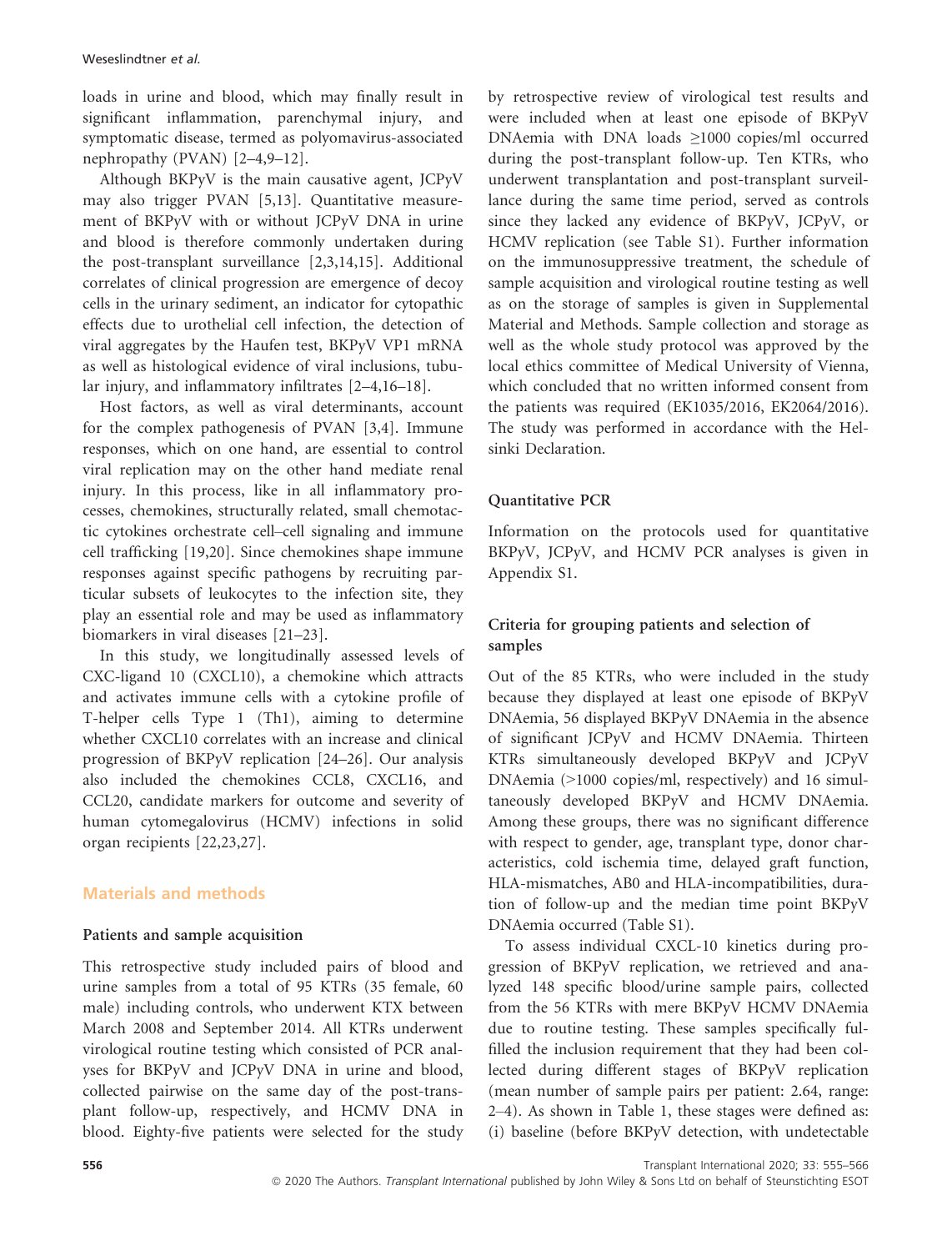loads in urine and blood, which may finally result in significant inflammation, parenchymal injury, and symptomatic disease, termed as polyomavirus-associated nephropathy (PVAN) [2–4,9–12].

Although BKPyV is the main causative agent, JCPyV may also trigger PVAN [5,13]. Quantitative measurement of BKPyV with or without JCPyV DNA in urine and blood is therefore commonly undertaken during the post-transplant surveillance [2,3,14,15]. Additional correlates of clinical progression are emergence of decoy cells in the urinary sediment, an indicator for cytopathic effects due to urothelial cell infection, the detection of viral aggregates by the Haufen test, BKPyV VP1 mRNA as well as histological evidence of viral inclusions, tubular injury, and inflammatory infiltrates [2–4,16–18].

Host factors, as well as viral determinants, account for the complex pathogenesis of PVAN [3,4]. Immune responses, which on one hand, are essential to control viral replication may on the other hand mediate renal injury. In this process, like in all inflammatory processes, chemokines, structurally related, small chemotactic cytokines orchestrate cell–cell signaling and immune cell trafficking [19,20]. Since chemokines shape immune responses against specific pathogens by recruiting particular subsets of leukocytes to the infection site, they play an essential role and may be used as inflammatory biomarkers in viral diseases [21–23].

In this study, we longitudinally assessed levels of CXC-ligand 10 (CXCL10), a chemokine which attracts and activates immune cells with a cytokine profile of T-helper cells Type 1 (Th1), aiming to determine whether CXCL10 correlates with an increase and clinical progression of BKPyV replication [24–26]. Our analysis also included the chemokines CCL8, CXCL16, and CCL20, candidate markers for outcome and severity of human cytomegalovirus (HCMV) infections in solid organ recipients [22,23,27].

## Materials and methods

### Patients and sample acquisition

This retrospective study included pairs of blood and urine samples from a total of 95 KTRs (35 female, 60 male) including controls, who underwent KTX between March 2008 and September 2014. All KTRs underwent virological routine testing which consisted of PCR analyses for BKPyV and JCPyV DNA in urine and blood, collected pairwise on the same day of the post-transplant follow-up, respectively, and HCMV DNA in blood. Eighty-five patients were selected for the study by retrospective review of virological test results and were included when at least one episode of BKPyV DNAemia with DNA loads ≥1000 copies/ml occurred during the post-transplant follow-up. Ten KTRs, who underwent transplantation and post-transplant surveillance during the same time period, served as controls since they lacked any evidence of BKPyV, JCPyV, or HCMV replication (see Table S1). Further information on the immunosuppressive treatment, the schedule of sample acquisition and virological routine testing as well as on the storage of samples is given in Supplemental Material and Methods. Sample collection and storage as well as the whole study protocol was approved by the local ethics committee of Medical University of Vienna, which concluded that no written informed consent from the patients was required (EK1035/2016, EK2064/2016). The study was performed in accordance with the Helsinki Declaration.

### Quantitative PCR

Information on the protocols used for quantitative BKPyV, JCPyV, and HCMV PCR analyses is given in Appendix S1.

### Criteria for grouping patients and selection of samples

Out of the 85 KTRs, who were included in the study because they displayed at least one episode of BKPyV DNAemia, 56 displayed BKPyV DNAemia in the absence of significant JCPyV and HCMV DNAemia. Thirteen KTRs simultaneously developed BKPyV and JCPyV DNAemia (>1000 copies/ml, respectively) and 16 simultaneously developed BKPyV and HCMV DNAemia. Among these groups, there was no significant difference with respect to gender, age, transplant type, donor characteristics, cold ischemia time, delayed graft function, HLA-mismatches, AB0 and HLA-incompatibilities, duration of follow-up and the median time point BKPyV DNAemia occurred (Table S1).

To assess individual CXCL-10 kinetics during progression of BKPyV replication, we retrieved and analyzed 148 specific blood/urine sample pairs, collected from the 56 KTRs with mere BKPyV HCMV DNAemia due to routine testing. These samples specifically fulfilled the inclusion requirement that they had been collected during different stages of BKPyV replication (mean number of sample pairs per patient: 2.64, range: 2–4). As shown in Table 1, these stages were defined as: (i) baseline (before BKPyV detection, with undetectable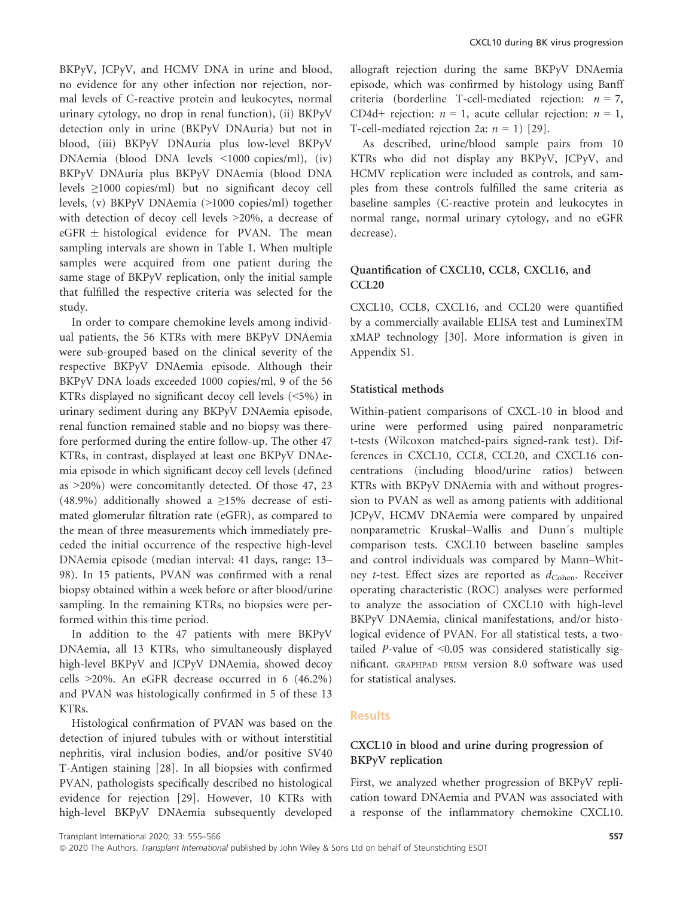BKPyV, JCPyV, and HCMV DNA in urine and blood, no evidence for any other infection nor rejection, normal levels of C-reactive protein and leukocytes, normal urinary cytology, no drop in renal function), (ii) BKPyV detection only in urine (BKPyV DNAuria) but not in blood, (iii) BKPyV DNAuria plus low-level BKPyV DNAemia (blood DNA levels <1000 copies/ml), (iv) BKPyV DNAuria plus BKPyV DNAemia (blood DNA levels ≥1000 copies/ml) but no significant decoy cell levels, (v) BKPyV DNAemia (>1000 copies/ml) together with detection of decoy cell levels >20%, a decrease of eGFR ± histological evidence for PVAN. The mean sampling intervals are shown in Table 1. When multiple samples were acquired from one patient during the same stage of BKPyV replication, only the initial sample that fulfilled the respective criteria was selected for the study.

In order to compare chemokine levels among individual patients, the 56 KTRs with mere BKPyV DNAemia were sub-grouped based on the clinical severity of the respective BKPyV DNAemia episode. Although their BKPyV DNA loads exceeded 1000 copies/ml, 9 of the 56 KTRs displayed no significant decoy cell levels (<5%) in urinary sediment during any BKPyV DNAemia episode, renal function remained stable and no biopsy was therefore performed during the entire follow-up. The other 47 KTRs, in contrast, displayed at least one BKPyV DNAemia episode in which significant decoy cell levels (defined as >20%) were concomitantly detected. Of those 47, 23 (48.9%) additionally showed a ≥15% decrease of estimated glomerular filtration rate (eGFR), as compared to the mean of three measurements which immediately preceded the initial occurrence of the respective high-level DNAemia episode (median interval: 41 days, range: 13–98). In 15 patients, PVAN was confirmed with a renal biopsy obtained within a week before or after blood/urine sampling. In the remaining KTRs, no biopsies were performed within this time period.

In addition to the 47 patients with mere BKPyV DNAemia, all 13 KTRs, who simultaneously displayed high-level BKPyV and JCPyV DNAemia, showed decoy cells >20%. An eGFR decrease occurred in 6 (46.2%) and PVAN was histologically confirmed in 5 of these 13 KTRs.

Histological confirmation of PVAN was based on the detection of injured tubules with or without interstitial nephritis, viral inclusion bodies, and/or positive SV40 T-Antigen staining [28]. In all biopsies with confirmed PVAN, pathologists specifically described no histological evidence for rejection [29]. However, 10 KTRs with high-level BKPyV DNAemia subsequently developed allograft rejection during the same BKPyV DNAemia episode, which was confirmed by histology using Banff criteria (borderline T-cell-mediated rejection: $n = 7$, CD4d+ rejection: $n = 1$, acute cellular rejection: $n = 1$, T-cell-mediated rejection 2a: $n = 1$) [29].

As described, urine/blood sample pairs from 10 KTRs who did not display any BKPyV, JCPyV, and HCMV replication were included as controls, and samples from these controls fulfilled the same criteria as baseline samples (C-reactive protein and leukocytes in normal range, normal urinary cytology, and no eGFR decrease).

### Quantification of CXCL10, CCL8, CXCL16, and CCL20

CXCL10, CCL8, CXCL16, and CCL20 were quantified by a commercially available ELISA test and LuminexTM xMAP technology [30]. More information is given in Appendix S1.

### Statistical methods

Within-patient comparisons of CXCL-10 in blood and urine were performed using paired nonparametric t-tests (Wilcoxon matched-pairs signed-rank test). Differences in CXCL10, CCL8, CCL20, and CXCL16 concentrations (including blood/urine ratios) between KTRs with BKPyV DNAemia with and without progression to PVAN as well as among patients with additional JCPyV, HCMV DNAemia were compared by unpaired nonparametric Kruskal–Wallis and Dunn´s multiple comparison tests. CXCL10 between baseline samples and control individuals was compared by Mann–Whitney t-test. Effect sizes are reported as $d_{\text{Cohen}}$. Receiver operating characteristic (ROC) analyses were performed to analyze the association of CXCL10 with high-level BKPyV DNAemia, clinical manifestations, and/or histological evidence of PVAN. For all statistical tests, a two-tailed $P$-value of <0.05 was considered statistically significant. GRAPHPAD PRISM version 8.0 software was used for statistical analyses.

## Results

### CXCL10 in blood and urine during progression of BKPyV replication

First, we analyzed whether progression of BKPyV replication toward DNAemia and PVAN was associated with a response of the inflammatory chemokine CXCL10.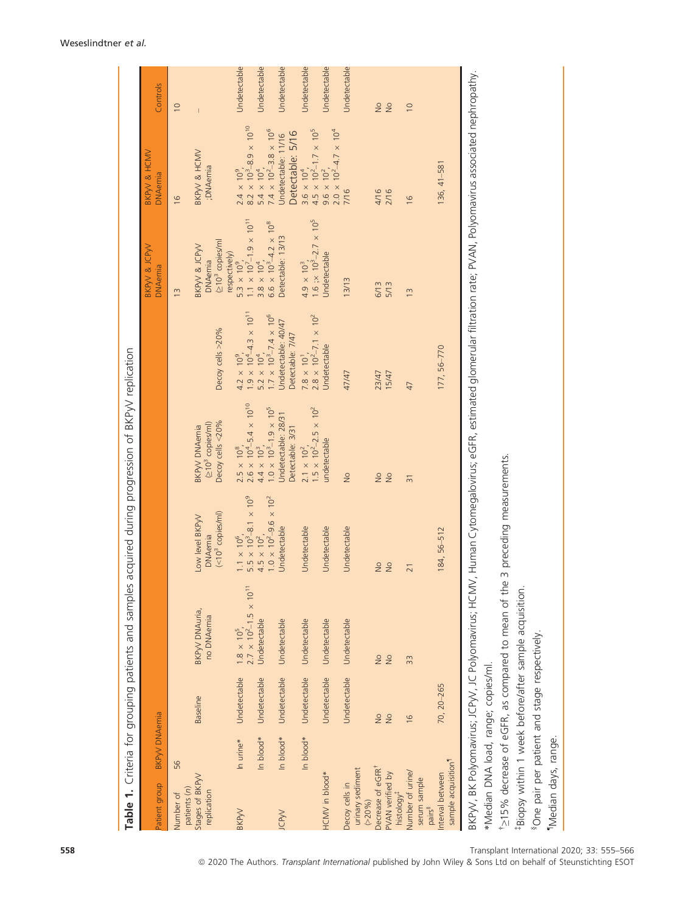**Table 1.** Criteria for grouping patients and samples acquired during progression of BKPyV replication

| Patient group | | BKPyV DNAemia | | | | | | | Controls |
|---|---|---|---|---|---|---|---|---|---|
| Number of patients (n) | | 56 | | | | | 13 | 16 | 10 |
| Stages of BKPyV replication | | Baseline | BKPyV DNAuria, no DNAemia | Low level BKPyV DNAemia (<10[3] copies/ml) | BKPyV DNAemia (≥10[3] copies/ml) Decoy cells <20% | Decoy cells >20% | BKPyV & JCPyV DNAemia (≥10[3] copies/ml respectively) | BKPyV & HCMV ;DNAemia | – |
| BKPyV | In urine* | Undetectable | $1.8 \times 10^5$, $2.7 \times 10^2$–$1.5 \times 10^{11}$ | $1.1 \times 10^6$, $5.5 \times 10^3$–$8.1 \times 10^9$ | $2.5 \times 10^8$, $2.6 \times 10^4$–$5.4 \times 10^{10}$ | $4.2 \times 10^9$, $1.9 \times 10^4$–$4.3 \times 10^{11}$ | $5.3 \times 10^9$, $1.1 \times 10^7$–$1.9 \times 10^{11}$ | $2.4 \times 10^9$, $8.2 \times 10^3$–$8.9 \times 10^{10}$ | Undetectable |
| | In blood* | Undetectable | Undetectable | $4.5 \times 10^2$, $1.0 \times 10^2$–$9.6 \times 10^2$ | $4.4 \times 10^3$, $1.0 \times 10^3$–$1.9 \times 10^5$ | $5.2 \times 10^4$, $1.7 \times 10^3$–$7.4 \times 10^6$ | $3.8 \times 10^4$, $6.6 \times 10^3$–$4.2 \times 10^8$ | $5.4 \times 10^4$, $7.4 \times 10^2$–$3.8 \times 10^6$ | Undetectable |
| JCPyV | In blood* | Undetectable | Undetectable | Undetectable | Undetectable: 28/31 Detectable: 3/31 | Undetectable: 40/47 Detectable: 7/47 | Detectable: 13/13 | Undetectable: 11/16 Detectable: 5/16 | Undetectable |
| | In blood* | Undetectable | Undetectable | Undetectable | $2.1 \times 10^2$, $1.5 \times 10^2$–$2.5 \times 10^2$ | $7.8 \times 10^1$, $2.8 \times 10^2$–$7.1 \times 10^2$ | $4.9 \times 10^3$, $1.6 \times 10^3$–$2.7 \times 10^5$ | $3.6 \times 10^4$, $4.5 \times 10^2$–$1.7 \times 10^5$ | Undetectable |
| HCMV in blood* | | Undetectable | Undetectable | Undetectable | undetectable | Undetectable | Undetectable | $9.6 \times 10^2$, $2.0 \times 10^2$–$4.7 \times 10^4$ | Undetectable |
| Decoy cells in urinary sediment (>20%) | | Undetectable | Undetectable | Undetectable | No | 47/47 | 13/13 | 7/16 | Undetectable |
| Decrease of eGFR[†] | | No | No | No | No | 23/47 | 6/13 | 4/16 | No |
| PVAN verified by histology[‡] | | No | No | No | No | 15/47 | 5/13 | 2/16 | No |
| Number of urine/serum sample pairs[§] | | 16 | 33 | 21 | 31 | 47 | 13 | 16 | 10 |
| Interval between sample acquisition[¶] | | 70, 20–265 | | 184, 56–512 | | 177, 56–770 | | 136, 41–581 | |

BKPyV, BK Polyomavirus; JCPyV, JC Polyomavirus; HCMV, Human Cytomegalovirus; eGFR, estimated glomerular filtration rate; PVAN, Polyomavirus associated nephropathy.

*Median DNA load, range; copies/ml.

[†]≥15% decrease of eGFR, as compared to mean of the 3 preceding measurements.

[‡]Biopsy within 1 week before/after sample acquisition.

[§]One pair per patient and stage respectively.

[¶]Median days, range.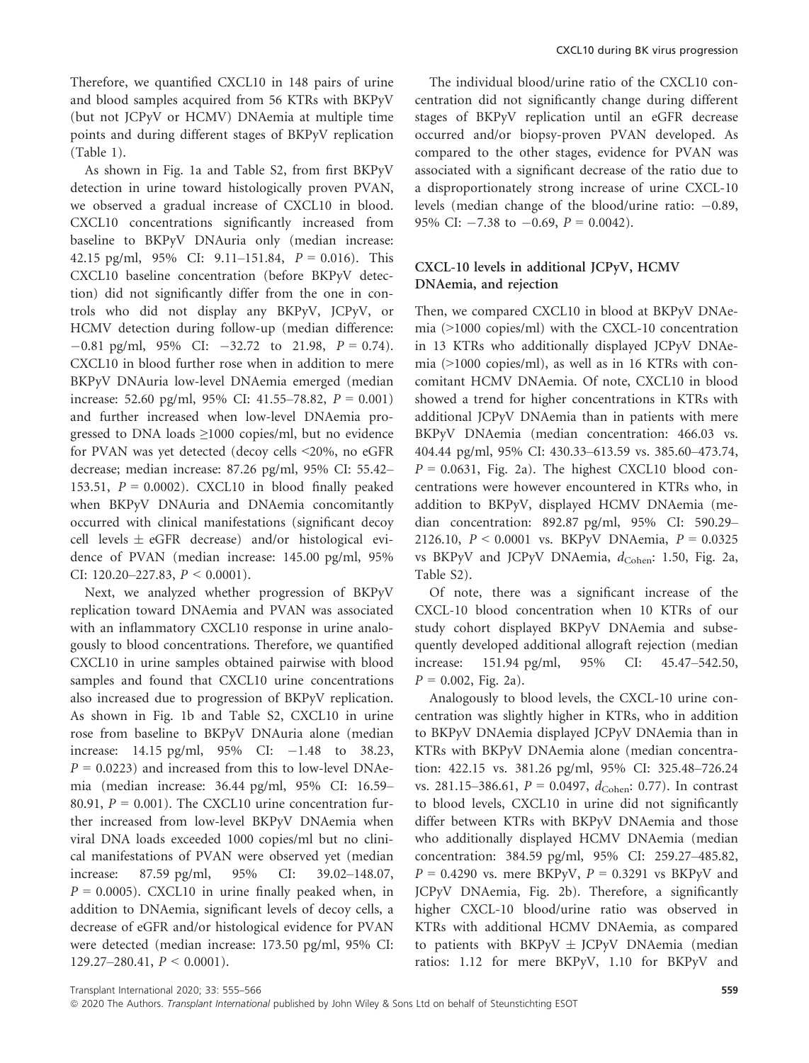Therefore, we quantified CXCL10 in 148 pairs of urine and blood samples acquired from 56 KTRs with BKPyV (but not JCPyV or HCMV) DNAemia at multiple time points and during different stages of BKPyV replication (Table 1).

As shown in Fig. 1a and Table S2, from first BKPyV detection in urine toward histologically proven PVAN, we observed a gradual increase of CXCL10 in blood. CXCL10 concentrations significantly increased from baseline to BKPyV DNAuria only (median increase: 42.15 pg/ml, 95% CI: 9.11–151.84, $P = 0.016$). This CXCL10 baseline concentration (before BKPyV detection) did not significantly differ from the one in controls who did not display any BKPyV, JCPyV, or HCMV detection during follow-up (median difference: −0.81 pg/ml, 95% CI: −32.72 to 21.98, $P = 0.74$). CXCL10 in blood further rose when in addition to mere BKPyV DNAuria low-level DNAemia emerged (median increase: 52.60 pg/ml, 95% CI: 41.55–78.82, $P = 0.001$) and further increased when low-level DNAemia progressed to DNA loads ≥1000 copies/ml, but no evidence for PVAN was yet detected (decoy cells <20%, no eGFR decrease; median increase: 87.26 pg/ml, 95% CI: 55.42–153.51, $P = 0.0002$). CXCL10 in blood finally peaked when BKPyV DNAuria and DNAemia concomitantly occurred with clinical manifestations (significant decoy cell levels ± eGFR decrease) and/or histological evidence of PVAN (median increase: 145.00 pg/ml, 95% CI: 120.20–227.83, $P < 0.0001$).

Next, we analyzed whether progression of BKPyV replication toward DNAemia and PVAN was associated with an inflammatory CXCL10 response in urine analogously to blood concentrations. Therefore, we quantified CXCL10 in urine samples obtained pairwise with blood samples and found that CXCL10 urine concentrations also increased due to progression of BKPyV replication. As shown in Fig. 1b and Table S2, CXCL10 in urine rose from baseline to BKPyV DNAuria alone (median increase: 14.15 pg/ml, 95% CI: −1.48 to 38.23, $P = 0.0223$) and increased from this to low-level DNAemia (median increase: 36.44 pg/ml, 95% CI: 16.59–80.91, $P = 0.001$). The CXCL10 urine concentration further increased from low-level BKPyV DNAemia when viral DNA loads exceeded 1000 copies/ml but no clinical manifestations of PVAN were observed yet (median increase: 87.59 pg/ml, 95% CI: 39.02–148.07, $P = 0.0005$). CXCL10 in urine finally peaked when, in addition to DNAemia, significant levels of decoy cells, a decrease of eGFR and/or histological evidence for PVAN were detected (median increase: 173.50 pg/ml, 95% CI: 129.27–280.41, $P < 0.0001$).

The individual blood/urine ratio of the CXCL10 concentration did not significantly change during different stages of BKPyV replication until an eGFR decrease occurred and/or biopsy-proven PVAN developed. As compared to the other stages, evidence for PVAN was associated with a significant decrease of the ratio due to a disproportionately strong increase of urine CXCL-10 levels (median change of the blood/urine ratio: −0.89, 95% CI: −7.38 to −0.69, $P = 0.0042$).

### CXCL-10 levels in additional JCPyV, HCMV DNAemia, and rejection

Then, we compared CXCL10 in blood at BKPyV DNAemia (>1000 copies/ml) with the CXCL-10 concentration in 13 KTRs who additionally displayed JCPyV DNAemia (>1000 copies/ml), as well as in 16 KTRs with concomitant HCMV DNAemia. Of note, CXCL10 in blood showed a trend for higher concentrations in KTRs with additional JCPyV DNAemia than in patients with mere BKPyV DNAemia (median concentration: 466.03 vs. 404.44 pg/ml, 95% CI: 430.33–613.59 vs. 385.60–473.74, $P = 0.0631$, Fig. 2a). The highest CXCL10 blood concentrations were however encountered in KTRs who, in addition to BKPyV, displayed HCMV DNAemia (median concentration: 892.87 pg/ml, 95% CI: 590.29–2126.10, $P < 0.0001$ vs. BKPyV DNAemia, $P = 0.0325$ vs BKPyV and JCPyV DNAemia, $d_{\text{Cohen}}$: 1.50, Fig. 2a, Table S2).

Of note, there was a significant increase of the CXCL-10 blood concentration when 10 KTRs of our study cohort displayed BKPyV DNAemia and subsequently developed additional allograft rejection (median increase: 151.94 pg/ml, 95% CI: 45.47–542.50, $P = 0.002$, Fig. 2a).

Analogously to blood levels, the CXCL-10 urine concentration was slightly higher in KTRs, who in addition to BKPyV DNAemia displayed JCPyV DNAemia than in KTRs with BKPyV DNAemia alone (median concentration: 422.15 vs. 381.26 pg/ml, 95% CI: 325.48–726.24 vs. 281.15–386.61, $P = 0.0497$, $d_{\text{Cohen}}$: 0.77). In contrast to blood levels, CXCL10 in urine did not significantly differ between KTRs with BKPyV DNAemia and those who additionally displayed HCMV DNAemia (median concentration: 384.59 pg/ml, 95% CI: 259.27–485.82, $P = 0.4290$ vs. mere BKPyV, $P = 0.3291$ vs BKPyV and JCPyV DNAemia, Fig. 2b). Therefore, a significantly higher CXCL-10 blood/urine ratio was observed in KTRs with additional HCMV DNAemia, as compared to patients with BKPyV ± JCPyV DNAemia (median ratios: 1.12 for mere BKPyV, 1.10 for BKPyV and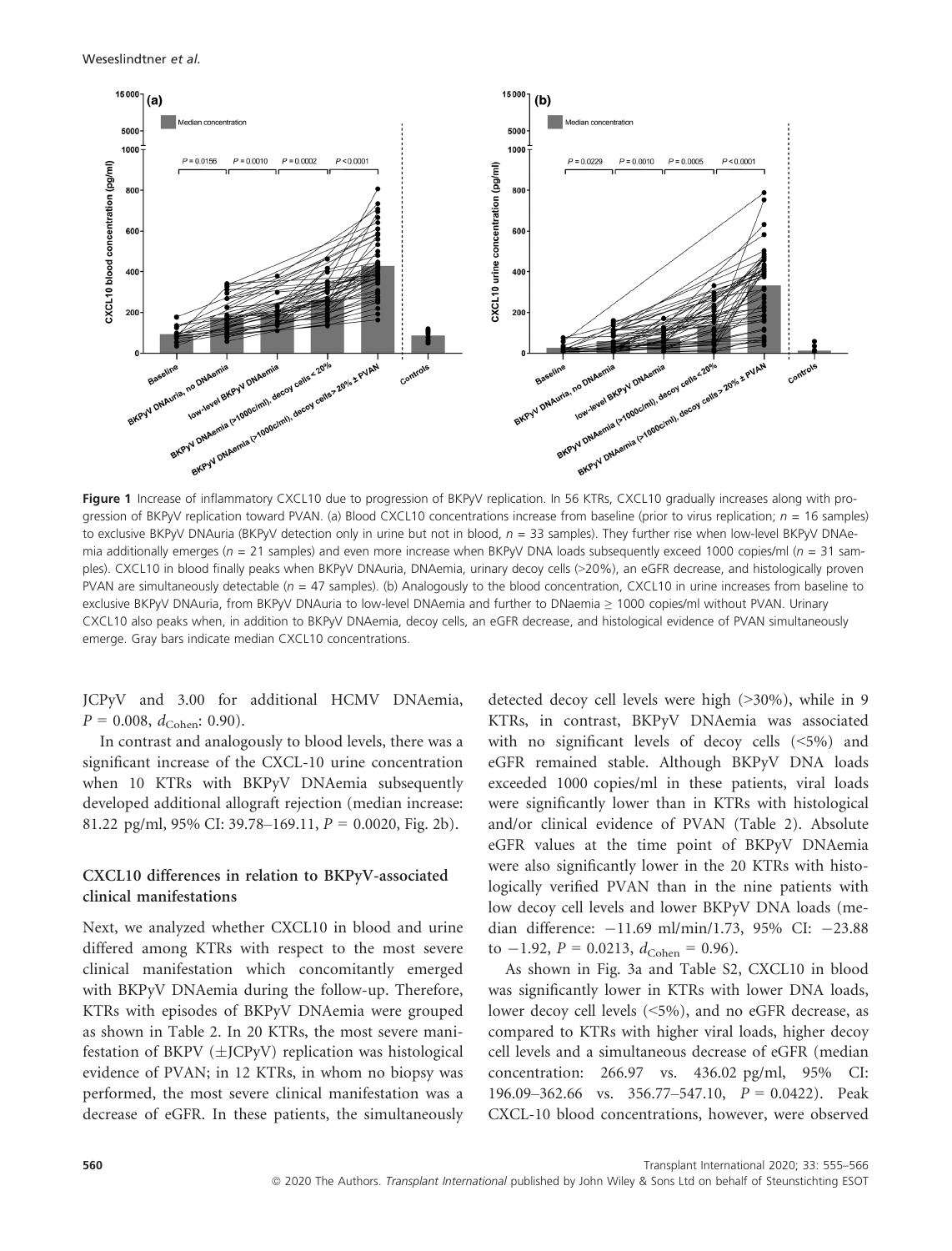Figure 1 Increase of inflammatory CXCL10 due to progression of BKPyV replication. In 56 KTRs, CXCL10 gradually increases along with progression of BKPyV replication toward PVAN. (a) Blood CXCL10 concentrations increase from baseline (prior to virus replication; $n = 16$ samples) to exclusive BKPyV DNAuria (BKPyV detection only in urine but not in blood, $n = 33$ samples). They further rise when low-level BKPyV DNAemia additionally emerges ($n = 21$ samples) and even more increase when BKPyV DNA loads subsequently exceed 1000 copies/ml ($n = 31$ samples). CXCL10 in blood finally peaks when BKPyV DNAuria, DNAemia, urinary decoy cells (>20%), an eGFR decrease, and histologically proven PVAN are simultaneously detectable ($n = 47$ samples). (b) Analogously to the blood concentration, CXCL10 in urine increases from baseline to exclusive BKPyV DNAuria, from BKPyV DNAuria to low-level DNAemia and further to DNaemia ≥ 1000 copies/ml without PVAN. Urinary CXCL10 also peaks when, in addition to BKPyV DNAemia, decoy cells, an eGFR decrease, and histological evidence of PVAN simultaneously emerge. Gray bars indicate median CXCL10 concentrations.

JCPyV and 3.00 for additional HCMV DNAemia, $P = 0.008$, $d_{\text{Cohen}}$: 0.90).

In contrast and analogously to blood levels, there was a significant increase of the CXCL-10 urine concentration when 10 KTRs with BKPyV DNAemia subsequently developed additional allograft rejection (median increase: 81.22 pg/ml, 95% CI: 39.78–169.11, $P = 0.0020$, Fig. 2b).

### CXCL10 differences in relation to BKPyV-associated clinical manifestations

Next, we analyzed whether CXCL10 in blood and urine differed among KTRs with respect to the most severe clinical manifestation which concomitantly emerged with BKPyV DNAemia during the follow-up. Therefore, KTRs with episodes of BKPyV DNAemia were grouped as shown in Table 2. In 20 KTRs, the most severe manifestation of BKPV (±JCPyV) replication was histological evidence of PVAN; in 12 KTRs, in whom no biopsy was performed, the most severe clinical manifestation was a decrease of eGFR. In these patients, the simultaneously detected decoy cell levels were high (>30%), while in 9 KTRs, in contrast, BKPyV DNAemia was associated with no significant levels of decoy cells (<5%) and eGFR remained stable. Although BKPyV DNA loads exceeded 1000 copies/ml in these patients, viral loads were significantly lower than in KTRs with histological and/or clinical evidence of PVAN (Table 2). Absolute eGFR values at the time point of BKPyV DNAemia were also significantly lower in the 20 KTRs with histologically verified PVAN than in the nine patients with low decoy cell levels and lower BKPyV DNA loads (median difference: −11.69 ml/min/1.73, 95% CI: −23.88 to −1.92, $P = 0.0213$, $d_{\text{Cohen}} = 0.96$).

As shown in Fig. 3a and Table S2, CXCL10 in blood was significantly lower in KTRs with lower DNA loads, lower decoy cell levels (<5%), and no eGFR decrease, as compared to KTRs with higher viral loads, higher decoy cell levels and a simultaneous decrease of eGFR (median concentration: 266.97 vs. 436.02 pg/ml, 95% CI: 196.09–362.66 vs. 356.77–547.10, $P = 0.0422$). Peak CXCL-10 blood concentrations, however, were observed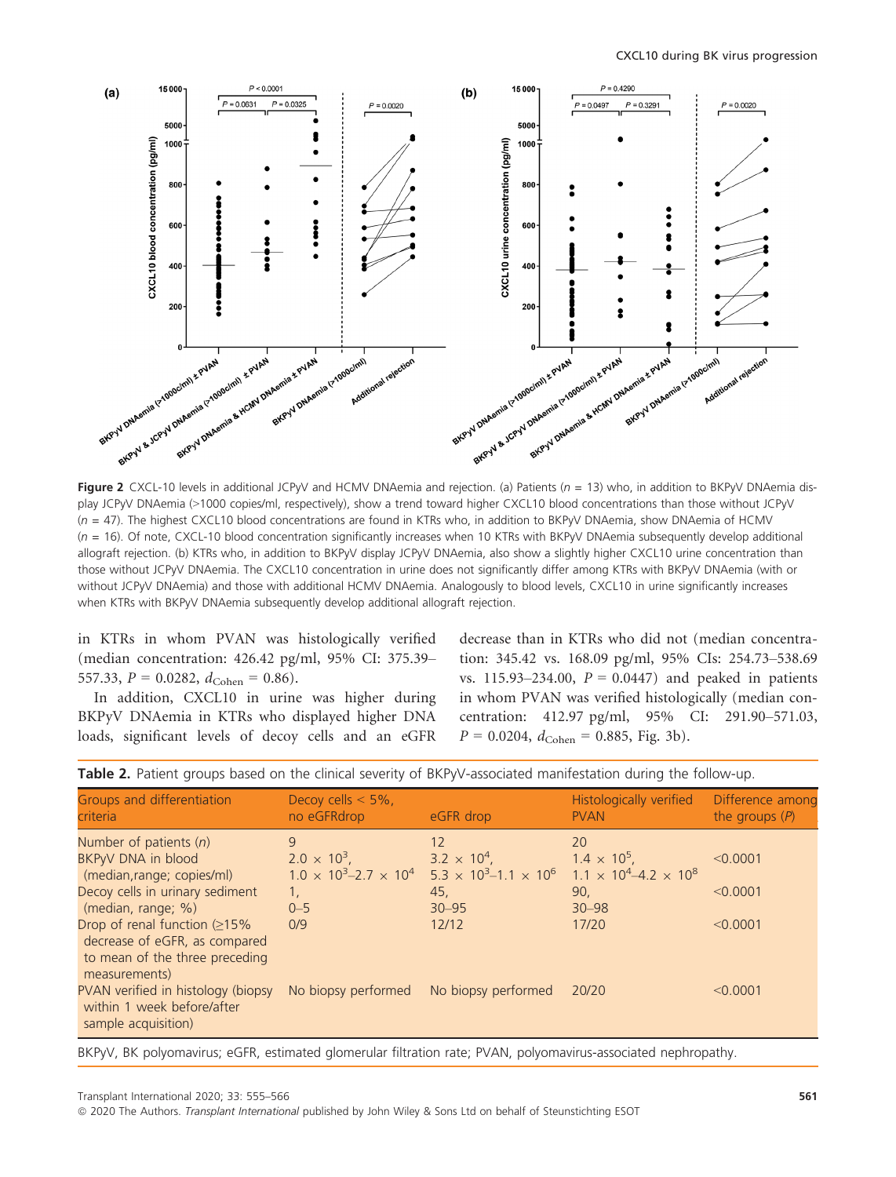**Figure 2** CXCL-10 levels in additional JCPyV and HCMV DNAemia and rejection. (a) Patients ($n$ = 13) who, in addition to BKPyV DNAemia display JCPyV DNAemia (>1000 copies/ml, respectively), show a trend toward higher CXCL10 blood concentrations than those without JCPyV ($n$ = 47). The highest CXCL10 blood concentrations are found in KTRs who, in addition to BKPyV DNAemia, show DNAemia of HCMV ($n$ = 16). Of note, CXCL-10 blood concentration significantly increases when 10 KTRs with BKPyV DNAemia subsequently develop additional allograft rejection. (b) KTRs who, in addition to BKPyV display JCPyV DNAemia, also show a slightly higher CXCL10 urine concentration than those without JCPyV DNAemia. The CXCL10 concentration in urine does not significantly differ among KTRs with BKPyV DNAemia (with or without JCPyV DNAemia) and those with additional HCMV DNAemia. Analogously to blood levels, CXCL10 in urine significantly increases when KTRs with BKPyV DNAemia subsequently develop additional allograft rejection.

in KTRs in whom PVAN was histologically verified (median concentration: 426.42 pg/ml, 95% CI: 375.39–557.33, $P$ = 0.0282, $d_{\text{Cohen}}$ = 0.86).

In addition, CXCL10 in urine was higher during BKPyV DNAemia in KTRs who displayed higher DNA loads, significant levels of decoy cells and an eGFR decrease than in KTRs who did not (median concentration: 345.42 vs. 168.09 pg/ml, 95% CIs: 254.73–538.69 vs. 115.93–234.00, $P$ = 0.0447) and peaked in patients in whom PVAN was verified histologically (median concentration: 412.97 pg/ml, 95% CI: 291.90–571.03, $P$ = 0.0204, $d_{\text{Cohen}}$ = 0.885, Fig. 3b).

**Table 2.** Patient groups based on the clinical severity of BKPyV-associated manifestation during the follow-up.

| Groups and differentiation criteria | Decoy cells < 5%, no eGFRdrop | eGFR drop | Histologically verified PVAN | Difference among the groups ($P$) |
|---|---|---|---|---|
| Number of patients ($n$) | 9 | 12 | 20 | |
| BKPyV DNA in blood (median,range; copies/ml) | $2.0 \times 10^3$, $1.0 \times 10^3$–$2.7 \times 10^4$ | $3.2 \times 10^4$, $5.3 \times 10^3$–$1.1 \times 10^6$ | $1.4 \times 10^5$, $1.1 \times 10^4$–$4.2 \times 10^8$ | <0.0001 |
| Decoy cells in urinary sediment (median, range; %) | 1, 0–5 | 45, 30–95 | 90, 30–98 | <0.0001 |
| Drop of renal function (≥15% decrease of eGFR, as compared to mean of the three preceding measurements) | 0/9 | 12/12 | 17/20 | <0.0001 |
| PVAN verified in histology (biopsy within 1 week before/after sample acquisition) | No biopsy performed | No biopsy performed | 20/20 | <0.0001 |

BKPyV, BK polyomavirus; eGFR, estimated glomerular filtration rate; PVAN, polyomavirus-associated nephropathy.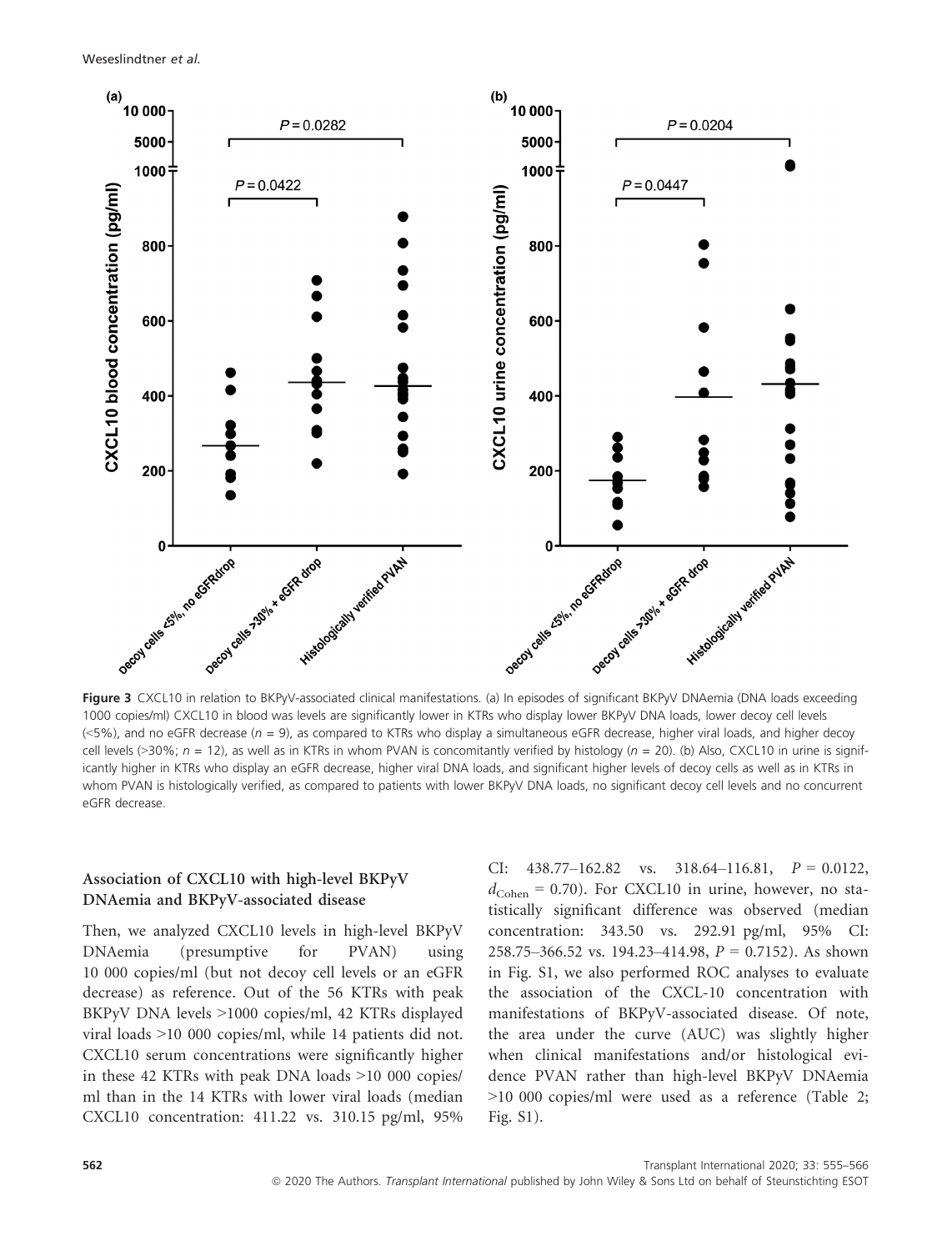Figure 3 CXCL10 in relation to BKPyV-associated clinical manifestations. (a) In episodes of significant BKPyV DNAemia (DNA loads exceeding 1000 copies/ml) CXCL10 in blood was levels are significantly lower in KTRs who display lower BKPyV DNA loads, lower decoy cell levels (<5%), and no eGFR decrease ($n$ = 9), as compared to KTRs who display a simultaneous eGFR decrease, higher viral loads, and higher decoy cell levels (>30%; $n$ = 12), as well as in KTRs in whom PVAN is concomitantly verified by histology ($n$ = 20). (b) Also, CXCL10 in urine is significantly higher in KTRs who display an eGFR decrease, higher viral DNA loads, and significant higher levels of decoy cells as well as in KTRs in whom PVAN is histologically verified, as compared to patients with lower BKPyV DNA loads, no significant decoy cell levels and no concurrent eGFR decrease.

### Association of CXCL10 with high-level BKPyV DNAemia and BKPyV-associated disease

Then, we analyzed CXCL10 levels in high-level BKPyV DNAemia (presumptive for PVAN) using 10 000 copies/ml (but not decoy cell levels or an eGFR decrease) as reference. Out of the 56 KTRs with peak BKPyV DNA levels >1000 copies/ml, 42 KTRs displayed viral loads >10 000 copies/ml, while 14 patients did not. CXCL10 serum concentrations were significantly higher in these 42 KTRs with peak DNA loads >10 000 copies/ml than in the 14 KTRs with lower viral loads (median CXCL10 concentration: 411.22 vs. 310.15 pg/ml, 95% CI: 438.77–162.82 vs. 318.64–116.81, $P$ = 0.0122, $d_{\text{Cohen}}$ = 0.70). For CXCL10 in urine, however, no statistically significant difference was observed (median concentration: 343.50 vs. 292.91 pg/ml, 95% CI: 258.75–366.52 vs. 194.23–414.98, $P$ = 0.7152). As shown in Fig. S1, we also performed ROC analyses to evaluate the association of the CXCL-10 concentration with manifestations of BKPyV-associated disease. Of note, the area under the curve (AUC) was slightly higher when clinical manifestations and/or histological evidence PVAN rather than high-level BKPyV DNAemia >10 000 copies/ml were used as a reference (Table 2; Fig. S1).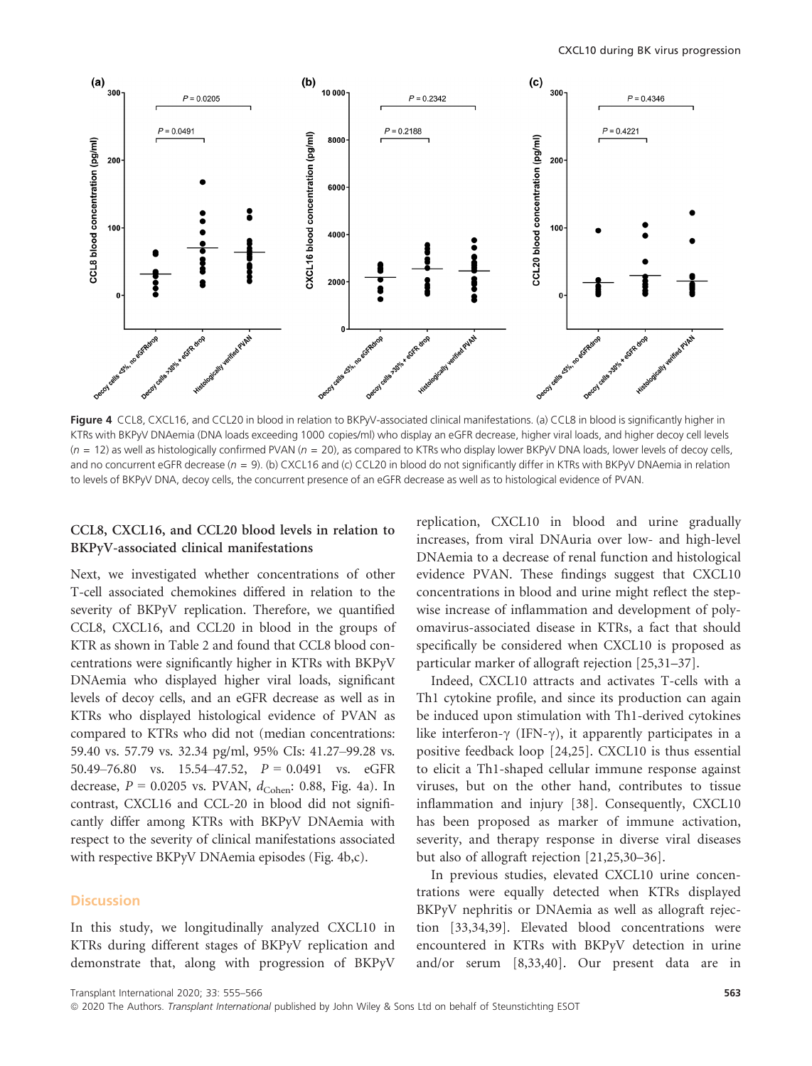Figure 4 CCL8, CXCL16, and CCL20 in blood in relation to BKPyV-associated clinical manifestations. (a) CCL8 in blood is significantly higher in KTRs with BKPyV DNAemia (DNA loads exceeding 1000 copies/ml) who display an eGFR decrease, higher viral loads, and higher decoy cell levels ($n$ = 12) as well as histologically confirmed PVAN ($n$ = 20), as compared to KTRs who display lower BKPyV DNA loads, lower levels of decoy cells, and no concurrent eGFR decrease ($n$ = 9). (b) CXCL16 and (c) CCL20 in blood do not significantly differ in KTRs with BKPyV DNAemia in relation to levels of BKPyV DNA, decoy cells, the concurrent presence of an eGFR decrease as well as to histological evidence of PVAN.

### CCL8, CXCL16, and CCL20 blood levels in relation to BKPyV-associated clinical manifestations

Next, we investigated whether concentrations of other T-cell associated chemokines differed in relation to the severity of BKPyV replication. Therefore, we quantified CCL8, CXCL16, and CCL20 in blood in the groups of KTR as shown in Table 2 and found that CCL8 blood concentrations were significantly higher in KTRs with BKPyV DNAemia who displayed higher viral loads, significant levels of decoy cells, and an eGFR decrease as well as in KTRs who displayed histological evidence of PVAN as compared to KTRs who did not (median concentrations: 59.40 vs. 57.79 vs. 32.34 pg/ml, 95% CIs: 41.27–99.28 vs. 50.49–76.80 vs. 15.54–47.52, $P$ = 0.0491 vs. eGFR decrease, $P$ = 0.0205 vs. PVAN, $d_{\text{Cohen}}$: 0.88, Fig. 4a). In contrast, CXCL16 and CCL-20 in blood did not significantly differ among KTRs with BKPyV DNAemia with respect to the severity of clinical manifestations associated with respective BKPyV DNAemia episodes (Fig. 4b,c).

## Discussion

In this study, we longitudinally analyzed CXCL10 in KTRs during different stages of BKPyV replication and demonstrate that, along with progression of BKPyV replication, CXCL10 in blood and urine gradually increases, from viral DNAuria over low- and high-level DNAemia to a decrease of renal function and histological evidence PVAN. These findings suggest that CXCL10 concentrations in blood and urine might reflect the stepwise increase of inflammation and development of polyomavirus-associated disease in KTRs, a fact that should specifically be considered when CXCL10 is proposed as particular marker of allograft rejection [25,31–37].

Indeed, CXCL10 attracts and activates T-cells with a Th1 cytokine profile, and since its production can again be induced upon stimulation with Th1-derived cytokines like interferon-γ (IFN-γ), it apparently participates in a positive feedback loop [24,25]. CXCL10 is thus essential to elicit a Th1-shaped cellular immune response against viruses, but on the other hand, contributes to tissue inflammation and injury [38]. Consequently, CXCL10 has been proposed as marker of immune activation, severity, and therapy response in diverse viral diseases but also of allograft rejection [21,25,30–36].

In previous studies, elevated CXCL10 urine concentrations were equally detected when KTRs displayed BKPyV nephritis or DNAemia as well as allograft rejection [33,34,39]. Elevated blood concentrations were encountered in KTRs with BKPyV detection in urine and/or serum [8,33,40]. Our present data are in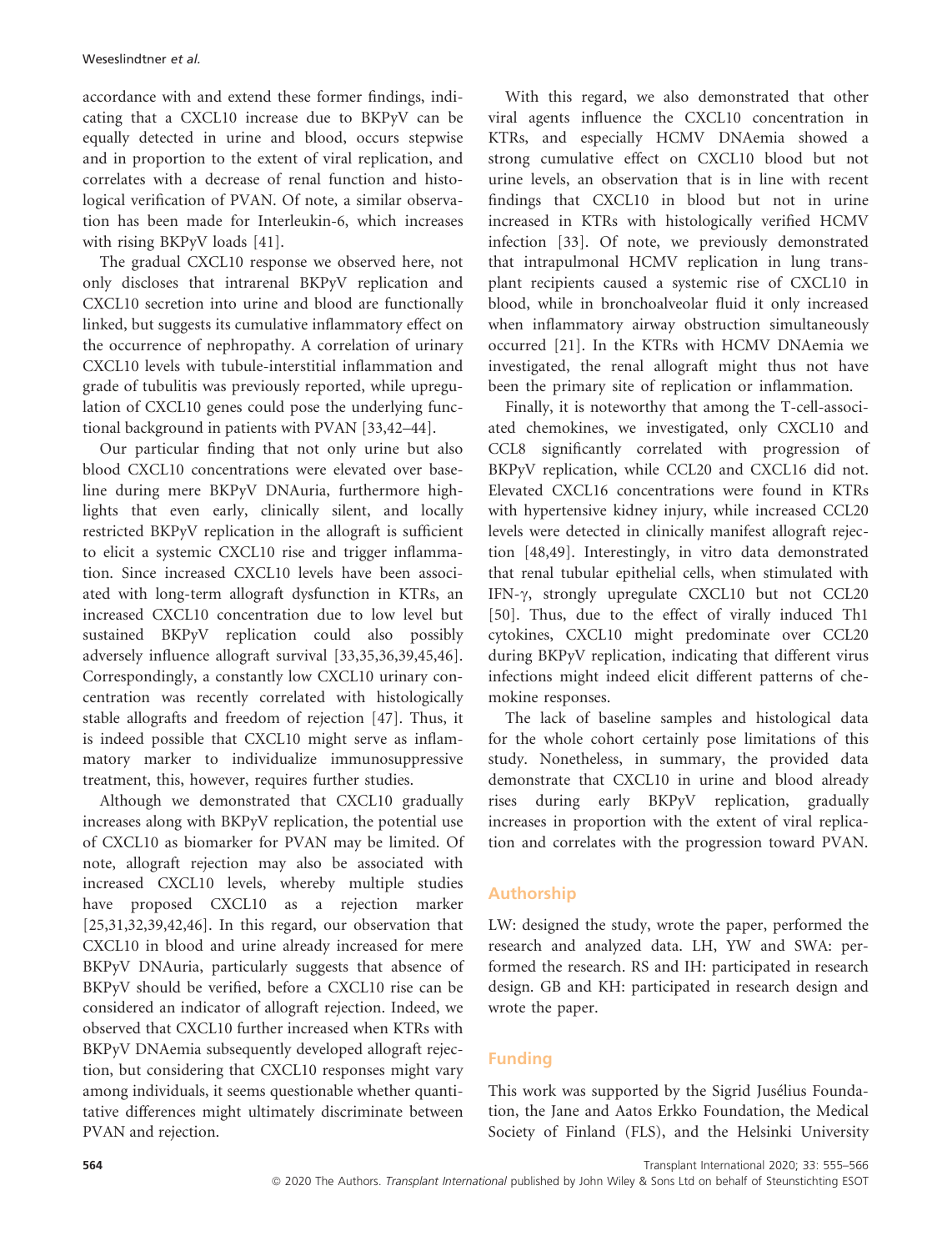accordance with and extend these former findings, indicating that a CXCL10 increase due to BKPyV can be equally detected in urine and blood, occurs stepwise and in proportion to the extent of viral replication, and correlates with a decrease of renal function and histological verification of PVAN. Of note, a similar observation has been made for Interleukin-6, which increases with rising BKPyV loads [41].

The gradual CXCL10 response we observed here, not only discloses that intrarenal BKPyV replication and CXCL10 secretion into urine and blood are functionally linked, but suggests its cumulative inflammatory effect on the occurrence of nephropathy. A correlation of urinary CXCL10 levels with tubule-interstitial inflammation and grade of tubulitis was previously reported, while upregulation of CXCL10 genes could pose the underlying functional background in patients with PVAN [33,42–44].

Our particular finding that not only urine but also blood CXCL10 concentrations were elevated over baseline during mere BKPyV DNAuria, furthermore highlights that even early, clinically silent, and locally restricted BKPyV replication in the allograft is sufficient to elicit a systemic CXCL10 rise and trigger inflammation. Since increased CXCL10 levels have been associated with long-term allograft dysfunction in KTRs, an increased CXCL10 concentration due to low level but sustained BKPyV replication could also possibly adversely influence allograft survival [33,35,36,39,45,46]. Correspondingly, a constantly low CXCL10 urinary concentration was recently correlated with histologically stable allografts and freedom of rejection [47]. Thus, it is indeed possible that CXCL10 might serve as inflammatory marker to individualize immunosuppressive treatment, this, however, requires further studies.

Although we demonstrated that CXCL10 gradually increases along with BKPyV replication, the potential use of CXCL10 as biomarker for PVAN may be limited. Of note, allograft rejection may also be associated with increased CXCL10 levels, whereby multiple studies have proposed CXCL10 as a rejection marker [25,31,32,39,42,46]. In this regard, our observation that CXCL10 in blood and urine already increased for mere BKPyV DNAuria, particularly suggests that absence of BKPyV should be verified, before a CXCL10 rise can be considered an indicator of allograft rejection. Indeed, we observed that CXCL10 further increased when KTRs with BKPyV DNAemia subsequently developed allograft rejection, but considering that CXCL10 responses might vary among individuals, it seems questionable whether quantitative differences might ultimately discriminate between PVAN and rejection.

With this regard, we also demonstrated that other viral agents influence the CXCL10 concentration in KTRs, and especially HCMV DNAemia showed a strong cumulative effect on CXCL10 blood but not urine levels, an observation that is in line with recent findings that CXCL10 in blood but not in urine increased in KTRs with histologically verified HCMV infection [33]. Of note, we previously demonstrated that intrapulmonal HCMV replication in lung transplant recipients caused a systemic rise of CXCL10 in blood, while in bronchoalveolar fluid it only increased when inflammatory airway obstruction simultaneously occurred [21]. In the KTRs with HCMV DNAemia we investigated, the renal allograft might thus not have been the primary site of replication or inflammation.

Finally, it is noteworthy that among the T-cell-associated chemokines, we investigated, only CXCL10 and CCL8 significantly correlated with progression of BKPyV replication, while CCL20 and CXCL16 did not. Elevated CXCL16 concentrations were found in KTRs with hypertensive kidney injury, while increased CCL20 levels were detected in clinically manifest allograft rejection [48,49]. Interestingly, in vitro data demonstrated that renal tubular epithelial cells, when stimulated with IFN-$\gamma$, strongly upregulate CXCL10 but not CCL20 [50]. Thus, due to the effect of virally induced Th1 cytokines, CXCL10 might predominate over CCL20 during BKPyV replication, indicating that different virus infections might indeed elicit different patterns of chemokine responses.

The lack of baseline samples and histological data for the whole cohort certainly pose limitations of this study. Nonetheless, in summary, the provided data demonstrate that CXCL10 in urine and blood already rises during early BKPyV replication, gradually increases in proportion with the extent of viral replication and correlates with the progression toward PVAN.

## Authorship

LW: designed the study, wrote the paper, performed the research and analyzed data. LH, YW and SWA: performed the research. RS and IH: participated in research design. GB and KH: participated in research design and wrote the paper.

## Funding

This work was supported by the Sigrid Jusélius Foundation, the Jane and Aatos Erkko Foundation, the Medical Society of Finland (FLS), and the Helsinki University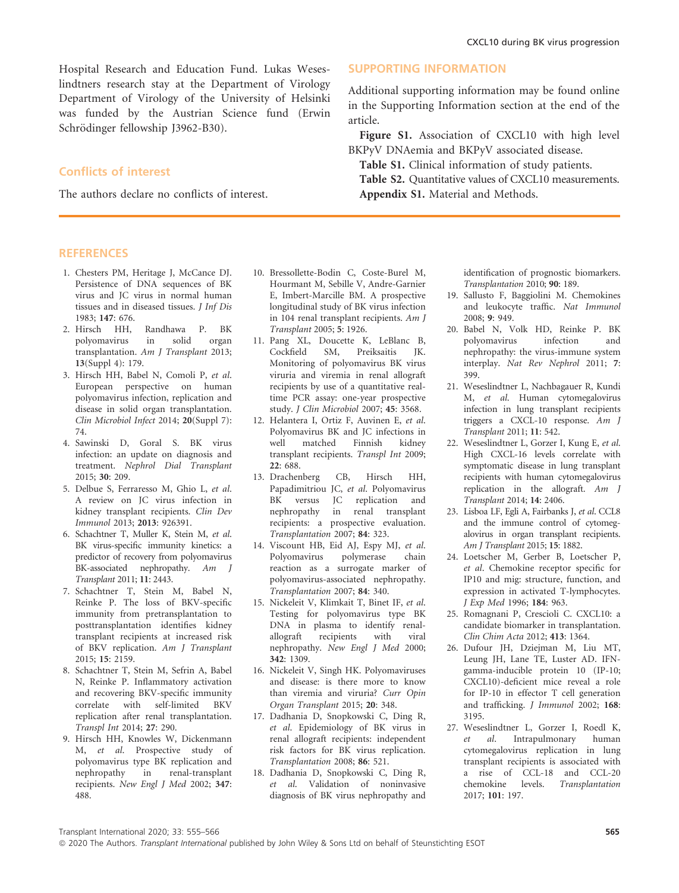Hospital Research and Education Fund. Lukas Weseslindtners research stay at the Department of Virology Department of Virology of the University of Helsinki was funded by the Austrian Science fund (Erwin Schrödinger fellowship J3962-B30).

## Conflicts of interest

The authors declare no conflicts of interest.

## SUPPORTING INFORMATION

Additional supporting information may be found online in the Supporting Information section at the end of the article.

**Figure S1.** Association of CXCL10 with high level BKPyV DNAemia and BKPyV associated disease.

**Table S1.** Clinical information of study patients.

**Table S2.** Quantitative values of CXCL10 measurements.

**Appendix S1.** Material and Methods.

## REFERENCES

1. Chesters PM, Heritage J, McCance DJ. Persistence of DNA sequences of BK virus and JC virus in normal human tissues and in diseased tissues. *J Inf Dis* 1983; **147**: 676.
2. Hirsch HH, Randhawa P. BK polyomavirus in solid organ transplantation. *Am J Transplant* 2013; **13**(Suppl 4): 179.
3. Hirsch HH, Babel N, Comoli P, *et al*. European perspective on human polyomavirus infection, replication and disease in solid organ transplantation. *Clin Microbiol Infect* 2014; **20**(Suppl 7): 74.
4. Sawinski D, Goral S. BK virus infection: an update on diagnosis and treatment. *Nephrol Dial Transplant* 2015; **30**: 209.
5. Delbue S, Ferraresso M, Ghio L, *et al*. A review on JC virus infection in kidney transplant recipients. *Clin Dev Immunol* 2013; **2013**: 926391.
6. Schachtner T, Muller K, Stein M, *et al*. BK virus-specific immunity kinetics: a predictor of recovery from polyomavirus BK-associated nephropathy. *Am J Transplant* 2011; **11**: 2443.
7. Schachtner T, Stein M, Babel N, Reinke P. The loss of BKV-specific immunity from pretransplantation to posttransplantation identifies kidney transplant recipients at increased risk of BKV replication. *Am J Transplant* 2015; **15**: 2159.
8. Schachtner T, Stein M, Sefrin A, Babel N, Reinke P. Inflammatory activation and recovering BKV-specific immunity correlate with self-limited BKV replication after renal transplantation. *Transpl Int* 2014; **27**: 290.
9. Hirsch HH, Knowles W, Dickenmann M, *et al*. Prospective study of polyomavirus type BK replication and nephropathy in renal-transplant recipients. *New Engl J Med* 2002; **347**: 488.
10. Bressollette-Bodin C, Coste-Burel M, Hourmant M, Sebille V, Andre-Garnier E, Imbert-Marcille BM. A prospective longitudinal study of BK virus infection in 104 renal transplant recipients. *Am J Transplant* 2005; **5**: 1926.
11. Pang XL, Doucette K, LeBlanc B, Cockfield SM, Preiksaitis JK. Monitoring of polyomavirus BK virus viruria and viremia in renal allograft recipients by use of a quantitative real-time PCR assay: one-year prospective study. *J Clin Microbiol* 2007; **45**: 3568.
12. Helantera I, Ortiz F, Auvinen E, *et al*. Polyomavirus BK and JC infections in well matched Finnish kidney transplant recipients. *Transpl Int* 2009; **22**: 688.
13. Drachenberg CB, Hirsch HH, Papadimitriou JC, *et al*. Polyomavirus BK versus JC replication and nephropathy in renal transplant recipients: a prospective evaluation. *Transplantation* 2007; **84**: 323.
14. Viscount HB, Eid AJ, Espy MJ, *et al*. Polyomavirus polymerase chain reaction as a surrogate marker of polyomavirus-associated nephropathy. *Transplantation* 2007; **84**: 340.
15. Nickeleit V, Klimkait T, Binet IF, *et al*. Testing for polyomavirus type BK DNA in plasma to identify renal-allograft recipients with viral nephropathy. *New Engl J Med* 2000; **342**: 1309.
16. Nickeleit V, Singh HK. Polyomaviruses and disease: is there more to know than viremia and viruria? *Curr Opin Organ Transplant* 2015; **20**: 348.
17. Dadhania D, Snopkowski C, Ding R, *et al*. Epidemiology of BK virus in renal allograft recipients: independent risk factors for BK virus replication. *Transplantation* 2008; 86: 521.
18. Dadhania D, Snopkowski C, Ding R, *et al*. Validation of noninvasive diagnosis of BK virus nephropathy and identification of prognostic biomarkers. *Transplantation* 2010; **90**: 189.
19. Sallusto F, Baggiolini M. Chemokines and leukocyte traffic. *Nat Immunol* 2008; **9**: 949.
20. Babel N, Volk HD, Reinke P. BK polyomavirus infection and nephropathy: the virus-immune system interplay. *Nat Rev Nephrol* 2011; **7**: 399.
21. Weseslindtner L, Nachbagauer R, Kundi M, *et al*. Human cytomegalovirus infection in lung transplant recipients triggers a CXCL-10 response. *Am J Transplant* 2011; **11**: 542.
22. Weseslindtner L, Gorzer I, Kung E, *et al*. High CXCL-16 levels correlate with symptomatic disease in lung transplant recipients with human cytomegalovirus replication in the allograft. *Am J Transplant* 2014; **14**: 2406.
23. Lisboa LF, Egli A, Fairbanks J, *et al*. CCL8 and the immune control of cytomegalovirus in organ transplant recipients. *Am J Transplant* 2015; **15**: 1882.
24. Loetscher M, Gerber B, Loetscher P, *et al*. Chemokine receptor specific for IP10 and mig: structure, function, and expression in activated T-lymphocytes. *J Exp Med* 1996; **184**: 963.
25. Romagnani P, Crescioli C. CXCL10: a candidate biomarker in transplantation. *Clin Chim Acta* 2012; **413**: 1364.
26. Dufour JH, Dziejman M, Liu MT, Leung JH, Lane TE, Luster AD. IFN-gamma-inducible protein 10 (IP-10; CXCL10)-deficient mice reveal a role for IP-10 in effector T cell generation and trafficking. *J Immunol* 2002; **168**: 3195.
27. Weseslindtner L, Gorzer I, Roedl K, *et al*. Intrapulmonary human cytomegalovirus replication in lung transplant recipients is associated with a rise of CCL-18 and CCL-20 chemokine levels. *Transplantation* 2017; **101**: 197.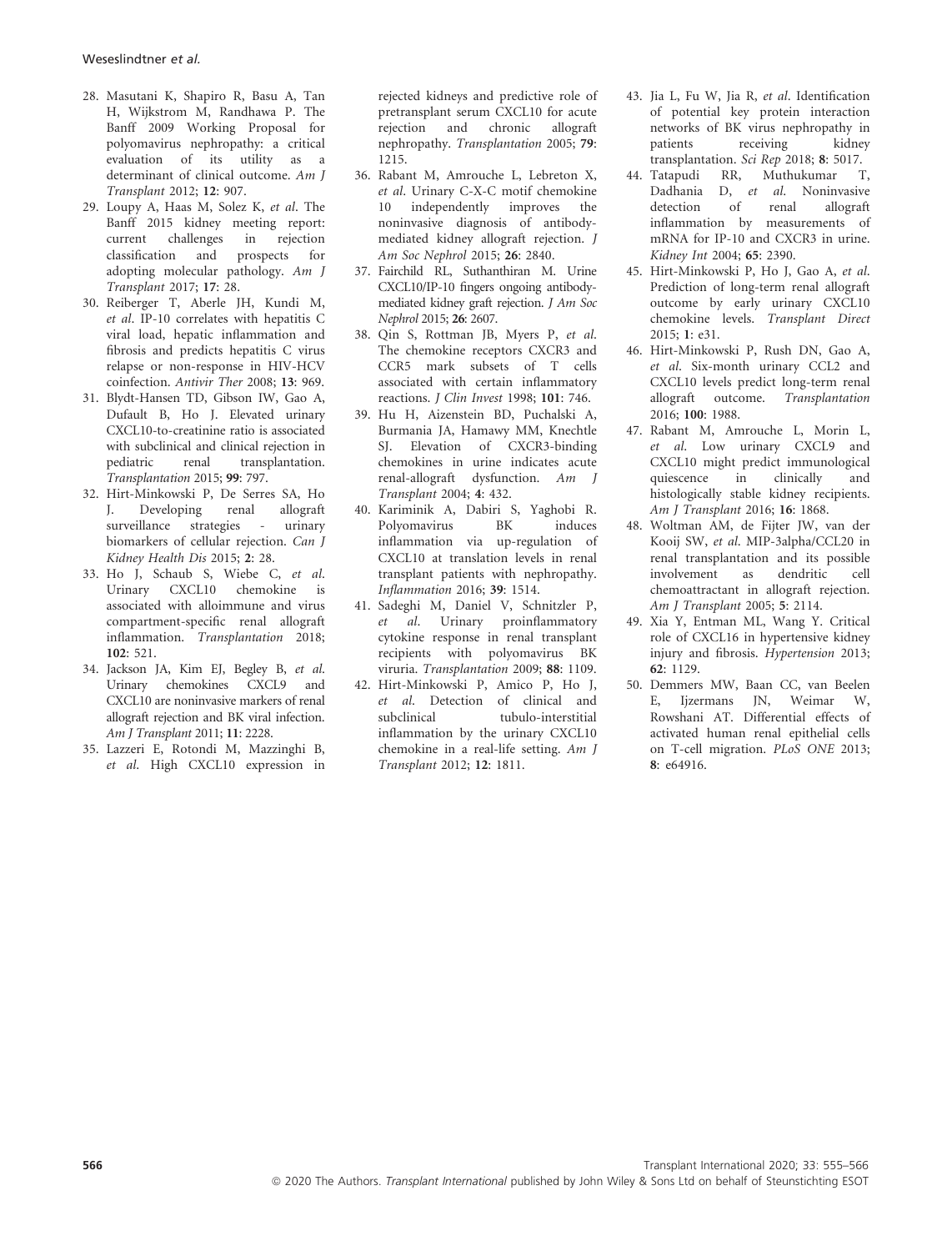28. Masutani K, Shapiro R, Basu A, Tan H, Wijkstrom M, Randhawa P. The Banff 2009 Working Proposal for polyomavirus nephropathy: a critical evaluation of its utility as a determinant of clinical outcome. *Am J Transplant* 2012; **12**: 907.
29. Loupy A, Haas M, Solez K, *et al*. The Banff 2015 kidney meeting report: current challenges in rejection classification and prospects for adopting molecular pathology. *Am J Transplant* 2017; **17**: 28.
30. Reiberger T, Aberle JH, Kundi M, *et al*. IP-10 correlates with hepatitis C viral load, hepatic inflammation and fibrosis and predicts hepatitis C virus relapse or non-response in HIV-HCV coinfection. *Antivir Ther* 2008; **13**: 969.
31. Blydt-Hansen TD, Gibson IW, Gao A, Dufault B, Ho J. Elevated urinary CXCL10-to-creatinine ratio is associated with subclinical and clinical rejection in pediatric renal transplantation. *Transplantation* 2015; **99**: 797.
32. Hirt-Minkowski P, De Serres SA, Ho J. Developing renal allograft surveillance strategies - urinary biomarkers of cellular rejection. *Can J Kidney Health Dis* 2015; **2**: 28.
33. Ho J, Schaub S, Wiebe C, *et al*. Urinary CXCL10 chemokine is associated with alloimmune and virus compartment-specific renal allograft inflammation. *Transplantation* 2018; **102**: 521.
34. Jackson JA, Kim EJ, Begley B, *et al*. Urinary chemokines CXCL9 and CXCL10 are noninvasive markers of renal allograft rejection and BK viral infection. *Am J Transplant* 2011; **11**: 2228.
35. Lazzeri E, Rotondi M, Mazzinghi B, *et al*. High CXCL10 expression in rejected kidneys and predictive role of pretransplant serum CXCL10 for acute rejection and chronic allograft nephropathy. *Transplantation* 2005; **79**: 1215.
36. Rabant M, Amrouche L, Lebreton X, *et al*. Urinary C-X-C motif chemokine 10 independently improves the noninvasive diagnosis of antibody-mediated kidney allograft rejection. *J Am Soc Nephrol* 2015; **26**: 2840.
37. Fairchild RL, Suthanthiran M. Urine CXCL10/IP-10 fingers ongoing antibody-mediated kidney graft rejection. *J Am Soc Nephrol* 2015; **26**: 2607.
38. Qin S, Rottman JB, Myers P, *et al*. The chemokine receptors CXCR3 and CCR5 mark subsets of T cells associated with certain inflammatory reactions. *J Clin Invest* 1998; **101**: 746.
39. Hu H, Aizenstein BD, Puchalski A, Burmania JA, Hamawy MM, Knechtle SJ. Elevation of CXCR3-binding chemokines in urine indicates acute renal-allograft dysfunction. *Am J Transplant* 2004; **4**: 432.
40. Kariminik A, Dabiri S, Yaghobi R. Polyomavirus BK induces inflammation via up-regulation of CXCL10 at translation levels in renal transplant patients with nephropathy. *Inflammation* 2016; **39**: 1514.
41. Sadeghi M, Daniel V, Schnitzler P, *et al*. Urinary proinflammatory cytokine response in renal transplant recipients with polyomavirus BK viruria. *Transplantation* 2009; **88**: 1109.
42. Hirt-Minkowski P, Amico P, Ho J, *et al*. Detection of clinical and subclinical tubulo-interstitial inflammation by the urinary CXCL10 chemokine in a real-life setting. *Am J Transplant* 2012; **12**: 1811.
43. Jia L, Fu W, Jia R, *et al*. Identification of potential key protein interaction networks of BK virus nephropathy in patients receiving kidney transplantation. *Sci Rep* 2018; **8**: 5017.
44. Tatapudi RR, Muthukumar T, Dadhania D, *et al*. Noninvasive detection of renal allograft inflammation by measurements of mRNA for IP-10 and CXCR3 in urine. *Kidney Int* 2004; **65**: 2390.
45. Hirt-Minkowski P, Ho J, Gao A, *et al*. Prediction of long-term renal allograft outcome by early urinary CXCL10 chemokine levels. *Transplant Direct* 2015; **1**: e31.
46. Hirt-Minkowski P, Rush DN, Gao A, *et al*. Six-month urinary CCL2 and CXCL10 levels predict long-term renal allograft outcome. *Transplantation* 2016; **100**: 1988.
47. Rabant M, Amrouche L, Morin L, *et al*. Low urinary CXCL9 and CXCL10 might predict immunological quiescence in clinically and histologically stable kidney recipients. *Am J Transplant* 2016; **16**: 1868.
48. Woltman AM, de Fijter JW, van der Kooij SW, *et al*. MIP-3alpha/CCL20 in renal transplantation and its possible involvement as dendritic cell chemoattractant in allograft rejection. *Am J Transplant* 2005; **5**: 2114.
49. Xia Y, Entman ML, Wang Y. Critical role of CXCL16 in hypertensive kidney injury and fibrosis. *Hypertension* 2013; **62**: 1129.
50. Demmers MW, Baan CC, van Beelen E, Ijzermans JN, Weimar W, Rowshani AT. Differential effects of activated human renal epithelial cells on T-cell migration. *PLoS ONE* 2013; **8**: e64916.